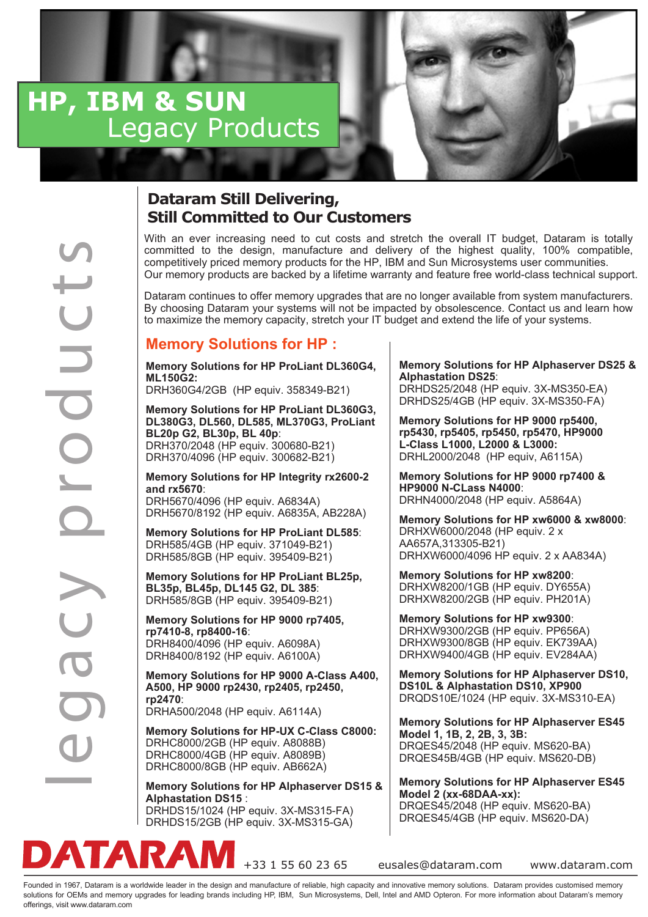# HP, IBM & SUN Legacy Products

legacy products

## Dataram Still Delivering, Still Committed to Our Customers

With an ever increasing need to cut costs and stretch the overall IT budget, Dataram is totally committed to the design, manufacture and delivery of the highest quality, 100% compatible, competitively priced memory products for the HP, IBM and Sun Microsystems user communities. Our memory products are backed by a lifetime warranty and feature free world-class technical support.

Dataram continues to offer memory upgrades that are no longer available from system manufacturers. By choosing Dataram your systems will not be impacted by obsolescence. Contact us and learn how to maximize the memory capacity, stretch your IT budget and extend the life of your systems.

## Memory Solutions for HP :

**Memory Solutions for HP ProLiant DL360G4, ML150G2:**
DRH360G4/2GB (HP equiv. 358349-B21)

**Memory Solutions for HP ProLiant DL360G3, DL380G3, DL560, DL585, ML370G3, ProLiant BL20p G2, BL30p, BL 40p**:
DRH370/2048 (HP equiv. 300680-B21)
DRH370/4096 (HP equiv. 300682-B21)

**Memory Solutions for HP Integrity rx2600-2 and rx5670**:
DRH5670/4096 (HP equiv. A6834A)
DRH5670/8192 (HP equiv. A6835A, AB228A)

**Memory Solutions for HP ProLiant DL585**:
DRH585/4GB (HP equiv. 371049-B21)
DRH585/8GB (HP equiv. 395409-B21)

**Memory Solutions for HP ProLiant BL25p, BL35p, BL45p, DL145 G2, DL 385**:
DRH585/8GB (HP equiv. 395409-B21)

**Memory Solutions for HP 9000 rp7405, rp7410-8, rp8400-16**:
DRH8400/4096 (HP equiv. A6098A)
DRH8400/8192 (HP equiv. A6100A)

**Memory Solutions for HP 9000 A-Class A400, A500, HP 9000 rp2430, rp2405, rp2450, rp2470**:
DRHA500/2048 (HP equiv. A6114A)

**Memory Solutions for HP-UX C-Class C8000:**
DRHC8000/2GB (HP equiv. A8088B)
DRHC8000/4GB (HP equiv. A8089B)
DRHC8000/8GB (HP equiv. AB662A)

**Memory Solutions for HP Alphaserver DS15 & Alphastation DS15** :
DRHDS15/1024 (HP equiv. 3X-MS315-FA)
DRHDS15/2GB (HP equiv. 3X-MS315-GA)

**Memory Solutions for HP Alphaserver DS25 & Alphastation DS25**:
DRHDS25/2048 (HP equiv. 3X-MS350-EA)
DRHDS25/4GB (HP equiv. 3X-MS350-FA)

**Memory Solutions for HP 9000 rp5400, rp5430, rp5405, rp5450, rp5470, HP9000 L-Class L1000, L2000 & L3000:**
DRHL2000/2048 (HP equiv, A6115A)

**Memory Solutions for HP 9000 rp7400 & HP9000 N-CLass N4000**:
DRHN4000/2048 (HP equiv. A5864A)

**Memory Solutions for HP xw6000 & xw8000**:
DRHXW6000/2048 (HP equiv. 2 x AA657A,313305-B21)
DRHXW6000/4096 HP equiv. 2 x AA834A)

**Memory Solutions for HP xw8200**:
DRHXW8200/1GB (HP equiv. DY655A)
DRHXW8200/2GB (HP equiv. PH201A)

**Memory Solutions for HP xw9300**:
DRHXW9300/2GB (HP equiv. PP656A)
DRHXW9300/8GB (HP equiv. EK739AA)
DRHXW9400/4GB (HP equiv. EV284AA)

**Memory Solutions for HP Alphaserver DS10, DS10L & Alphastation DS10, XP900**
DRQDS10E/1024 (HP equiv. 3X-MS310-EA)

**Memory Solutions for HP Alphaserver ES45 Model 1, 1B, 2, 2B, 3, 3B:**
DRQES45/2048 (HP equiv. MS620-BA)
DRQES45B/4GB (HP equiv. MS620-DB)

**Memory Solutions for HP Alphaserver ES45 Model 2 (xx-68DAA-xx):**
DRQES45/2048 (HP equiv. MS620-BA)
DRQES45/4GB (HP equiv. MS620-DA)

**DATARAM** +33 1 55 60 23 65 eusales@dataram.com www.dataram.com

Founded in 1967, Dataram is a worldwide leader in the design and manufacture of reliable, high capacity and innovative memory solutions. Dataram provides customised memory solutions for OEMs and memory upgrades for leading brands including HP, IBM, Sun Microsystems, Dell, Intel and AMD Opteron. For more information about Dataram's memory offerings, visit www.dataram.com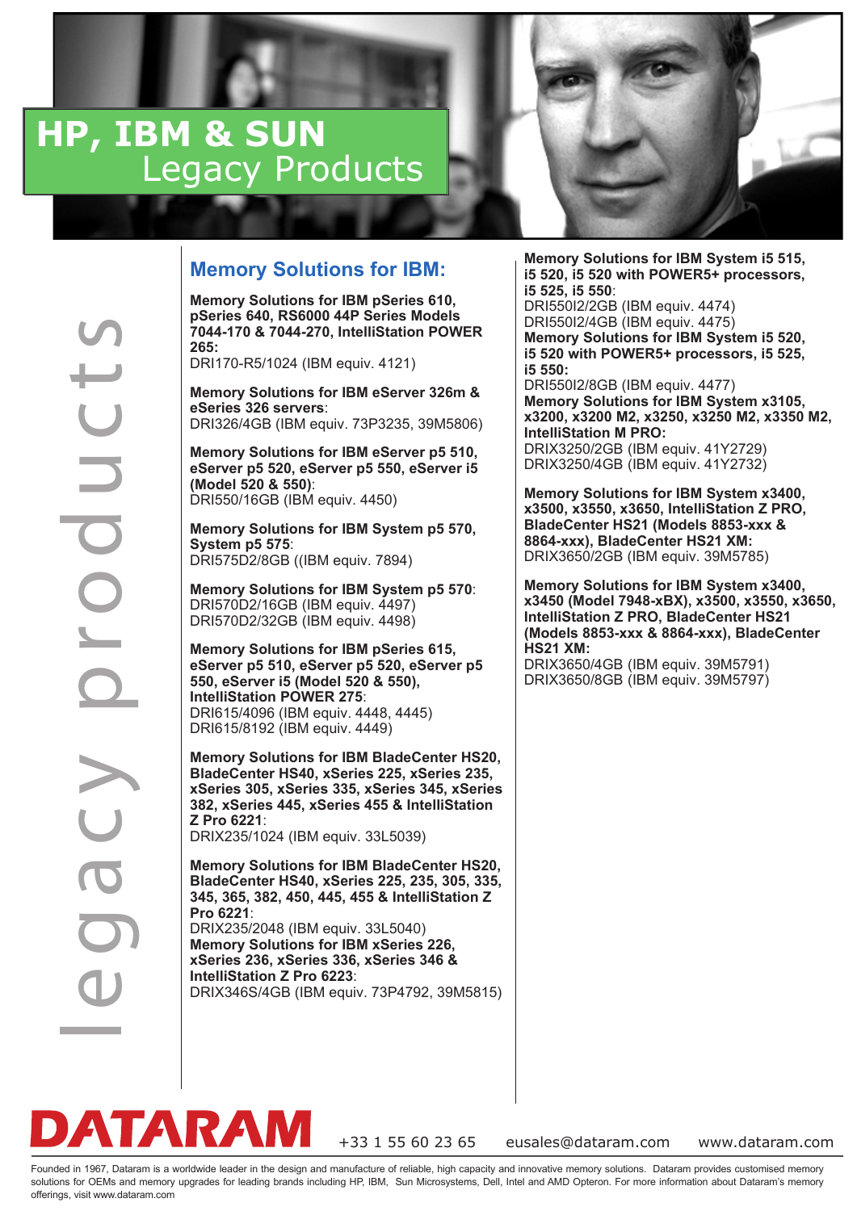# HP, IBM & SUN Legacy Products

legacy products

## Memory Solutions for IBM:

**Memory Solutions for IBM pSeries 610, pSeries 640, RS6000 44P Series Models 7044-170 & 7044-270, IntelliStation POWER 265:**
DRI170-R5/1024 (IBM equiv. 4121)

**Memory Solutions for IBM eServer 326m & eSeries 326 servers**:
DRI326/4GB (IBM equiv. 73P3235, 39M5806)

**Memory Solutions for IBM eServer p5 510, eServer p5 520, eServer p5 550, eServer i5 (Model 520 & 550)**:
DRI550/16GB (IBM equiv. 4450)

**Memory Solutions for IBM System p5 570, System p5 575**:
DRI575D2/8GB ((IBM equiv. 7894)

**Memory Solutions for IBM System p5 570**:
DRI570D2/16GB (IBM equiv. 4497)
DRI570D2/32GB (IBM equiv. 4498)

**Memory Solutions for IBM pSeries 615, eServer p5 510, eServer p5 520, eServer p5 550, eServer i5 (Model 520 & 550), IntelliStation POWER 275**:
DRI615/4096 (IBM equiv. 4448, 4445)
DRI615/8192 (IBM equiv. 4449)

**Memory Solutions for IBM BladeCenter HS20, BladeCenter HS40, xSeries 225, xSeries 235, xSeries 305, xSeries 335, xSeries 345, xSeries 382, xSeries 445, xSeries 455 & IntelliStation Z Pro 6221**:
DRIX235/1024 (IBM equiv. 33L5039)

**Memory Solutions for IBM BladeCenter HS20, BladeCenter HS40, xSeries 225, 235, 305, 335, 345, 365, 382, 450, 445, 455 & IntelliStation Z Pro 6221**:
DRIX235/2048 (IBM equiv. 33L5040)
**Memory Solutions for IBM xSeries 226, xSeries 236, xSeries 336, xSeries 346 & IntelliStation Z Pro 6223**:
DRIX346S/4GB (IBM equiv. 73P4792, 39M5815)

**Memory Solutions for IBM System i5 515, i5 520, i5 520 with POWER5+ processors, i5 525, i5 550**:
DRI550I2/2GB (IBM equiv. 4474)
DRI550I2/4GB (IBM equiv. 4475)
**Memory Solutions for IBM System i5 520, i5 520 with POWER5+ processors, i5 525, i5 550:**
DRI550I2/8GB (IBM equiv. 4477)
**Memory Solutions for IBM System x3105, x3200, x3200 M2, x3250, x3250 M2, x3350 M2, IntelliStation M PRO:**
DRIX3250/2GB (IBM equiv. 41Y2729)
DRIX3250/4GB (IBM equiv. 41Y2732)

**Memory Solutions for IBM System x3400, x3500, x3550, x3650, IntelliStation Z PRO, BladeCenter HS21 (Models 8853-xxx & 8864-xxx), BladeCenter HS21 XM:**
DRIX3650/2GB (IBM equiv. 39M5785)

**Memory Solutions for IBM System x3400, x3450 (Model 7948-xBX), x3500, x3550, x3650, IntelliStation Z PRO, BladeCenter HS21 (Models 8853-xxx & 8864-xxx), BladeCenter HS21 XM:**
DRIX3650/4GB (IBM equiv. 39M5791)
DRIX3650/8GB (IBM equiv. 39M5797)

**DATARAM** +33 1 55 60 23 65 eusales@dataram.com www.dataram.com

Founded in 1967, Dataram is a worldwide leader in the design and manufacture of reliable, high capacity and innovative memory solutions. Dataram provides customised memory solutions for OEMs and memory upgrades for leading brands including HP, IBM, Sun Microsystems, Dell, Intel and AMD Opteron. For more information about Dataram's memory offerings, visit www.dataram.com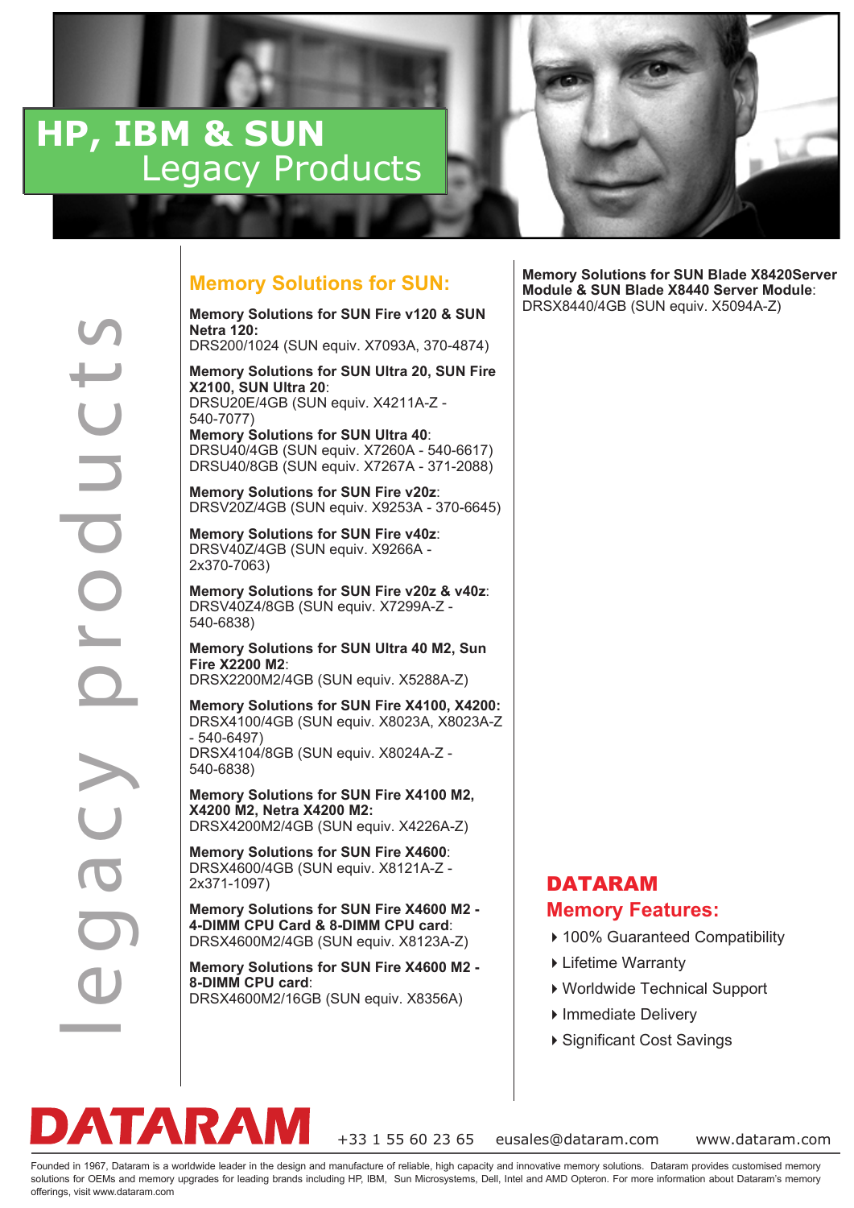# HP, IBM & SUN Legacy Products

legacy products

## Memory Solutions for SUN:

**Memory Solutions for SUN Fire v120 & SUN Netra 120:**
DRS200/1024 (SUN equiv. X7093A, 370-4874)

**Memory Solutions for SUN Ultra 20, SUN Fire X2100, SUN Ultra 20**:
DRSU20E/4GB (SUN equiv. X4211A-Z - 540-7077)

**Memory Solutions for SUN Ultra 40**:
DRSU40/4GB (SUN equiv. X7260A - 540-6617)
DRSU40/8GB (SUN equiv. X7267A - 371-2088)

**Memory Solutions for SUN Fire v20z**:
DRSV20Z/4GB (SUN equiv. X9253A - 370-6645)

**Memory Solutions for SUN Fire v40z**:
DRSV40Z/4GB (SUN equiv. X9266A - 2x370-7063)

**Memory Solutions for SUN Fire v20z & v40z**:
DRSV40Z4/8GB (SUN equiv. X7299A-Z - 540-6838)

**Memory Solutions for SUN Ultra 40 M2, Sun Fire X2200 M2**:
DRSX2200M2/4GB (SUN equiv. X5288A-Z)

**Memory Solutions for SUN Fire X4100, X4200:**
DRSX4100/4GB (SUN equiv. X8023A, X8023A-Z - 540-6497)
DRSX4104/8GB (SUN equiv. X8024A-Z - 540-6838)

**Memory Solutions for SUN Fire X4100 M2, X4200 M2, Netra X4200 M2:**
DRSX4200M2/4GB (SUN equiv. X4226A-Z)

**Memory Solutions for SUN Fire X4600**:
DRSX4600/4GB (SUN equiv. X8121A-Z - 2x371-1097)

**Memory Solutions for SUN Fire X4600 M2 - 4-DIMM CPU Card & 8-DIMM CPU card**:
DRSX4600M2/4GB (SUN equiv. X8123A-Z)

**Memory Solutions for SUN Fire X4600 M2 - 8-DIMM CPU card**:
DRSX4600M2/16GB (SUN equiv. X8356A)

**Memory Solutions for SUN Blade X8420Server Module & SUN Blade X8440 Server Module**:
DRSX8440/4GB (SUN equiv. X5094A-Z)

## DATARAM Memory Features:

- 100% Guaranteed Compatibility
- Lifetime Warranty
- Worldwide Technical Support
- Immediate Delivery
- Significant Cost Savings

DATARAM +33 1 55 60 23 65 eusales@dataram.com www.dataram.com

Founded in 1967, Dataram is a worldwide leader in the design and manufacture of reliable, high capacity and innovative memory solutions. Dataram provides customised memory solutions for OEMs and memory upgrades for leading brands including HP, IBM, Sun Microsystems, Dell, Intel and AMD Opteron. For more information about Dataram's memory offerings, visit www.dataram.com